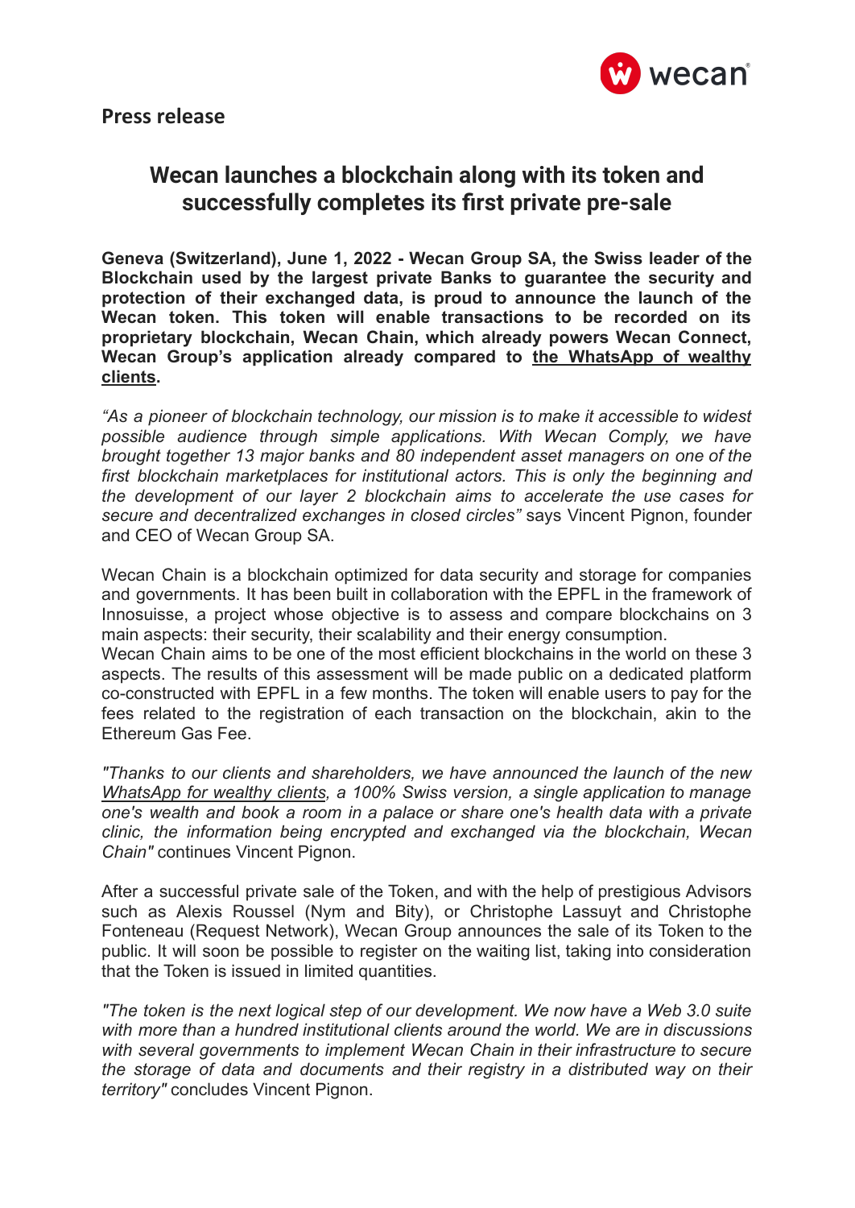**Press release**

# Wecan launches a blockchain along with its token and successfully completes its first private pre-sale

**Geneva (Switzerland), June 1, 2022 - Wecan Group SA, the Swiss leader of the Blockchain used by the largest private Banks to guarantee the security and protection of their exchanged data, is proud to announce the launch of the Wecan token. This token will enable transactions to be recorded on its proprietary blockchain, Wecan Chain, which already powers Wecan Connect, Wecan Group's application already compared to the WhatsApp of wealthy clients.**

*"As a pioneer of blockchain technology, our mission is to make it accessible to widest possible audience through simple applications. With Wecan Comply, we have brought together 13 major banks and 80 independent asset managers on one of the first blockchain marketplaces for institutional actors. This is only the beginning and the development of our layer 2 blockchain aims to accelerate the use cases for secure and decentralized exchanges in closed circles"* says Vincent Pignon, founder and CEO of Wecan Group SA.

Wecan Chain is a blockchain optimized for data security and storage for companies and governments. It has been built in collaboration with the EPFL in the framework of Innosuisse, a project whose objective is to assess and compare blockchains on 3 main aspects: their security, their scalability and their energy consumption.
Wecan Chain aims to be one of the most efficient blockchains in the world on these 3 aspects. The results of this assessment will be made public on a dedicated platform co-constructed with EPFL in a few months. The token will enable users to pay for the fees related to the registration of each transaction on the blockchain, akin to the Ethereum Gas Fee.

*"Thanks to our clients and shareholders, we have announced the launch of the new WhatsApp for wealthy clients, a 100% Swiss version, a single application to manage one's wealth and book a room in a palace or share one's health data with a private clinic, the information being encrypted and exchanged via the blockchain, Wecan Chain"* continues Vincent Pignon.

After a successful private sale of the Token, and with the help of prestigious Advisors such as Alexis Roussel (Nym and Bity), or Christophe Lassuyt and Christophe Fonteneau (Request Network), Wecan Group announces the sale of its Token to the public. It will soon be possible to register on the waiting list, taking into consideration that the Token is issued in limited quantities.

*"The token is the next logical step of our development. We now have a Web 3.0 suite with more than a hundred institutional clients around the world. We are in discussions with several governments to implement Wecan Chain in their infrastructure to secure the storage of data and documents and their registry in a distributed way on their territory"* concludes Vincent Pignon.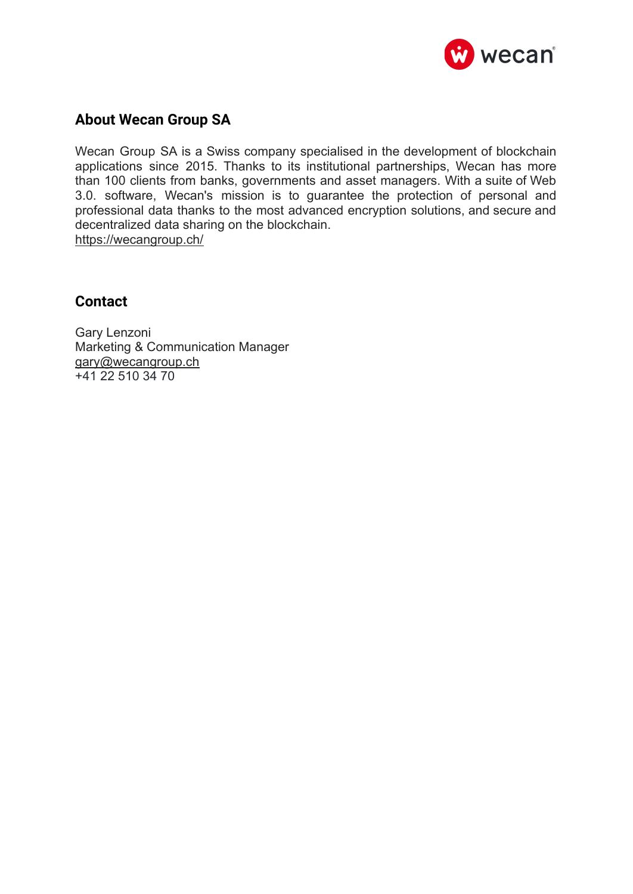## About Wecan Group SA

Wecan Group SA is a Swiss company specialised in the development of blockchain applications since 2015. Thanks to its institutional partnerships, Wecan has more than 100 clients from banks, governments and asset managers. With a suite of Web 3.0. software, Wecan's mission is to guarantee the protection of personal and professional data thanks to the most advanced encryption solutions, and secure and decentralized data sharing on the blockchain.
https://wecangroup.ch/

## Contact

Gary Lenzoni
Marketing & Communication Manager
gary@wecangroup.ch
+41 22 510 34 70